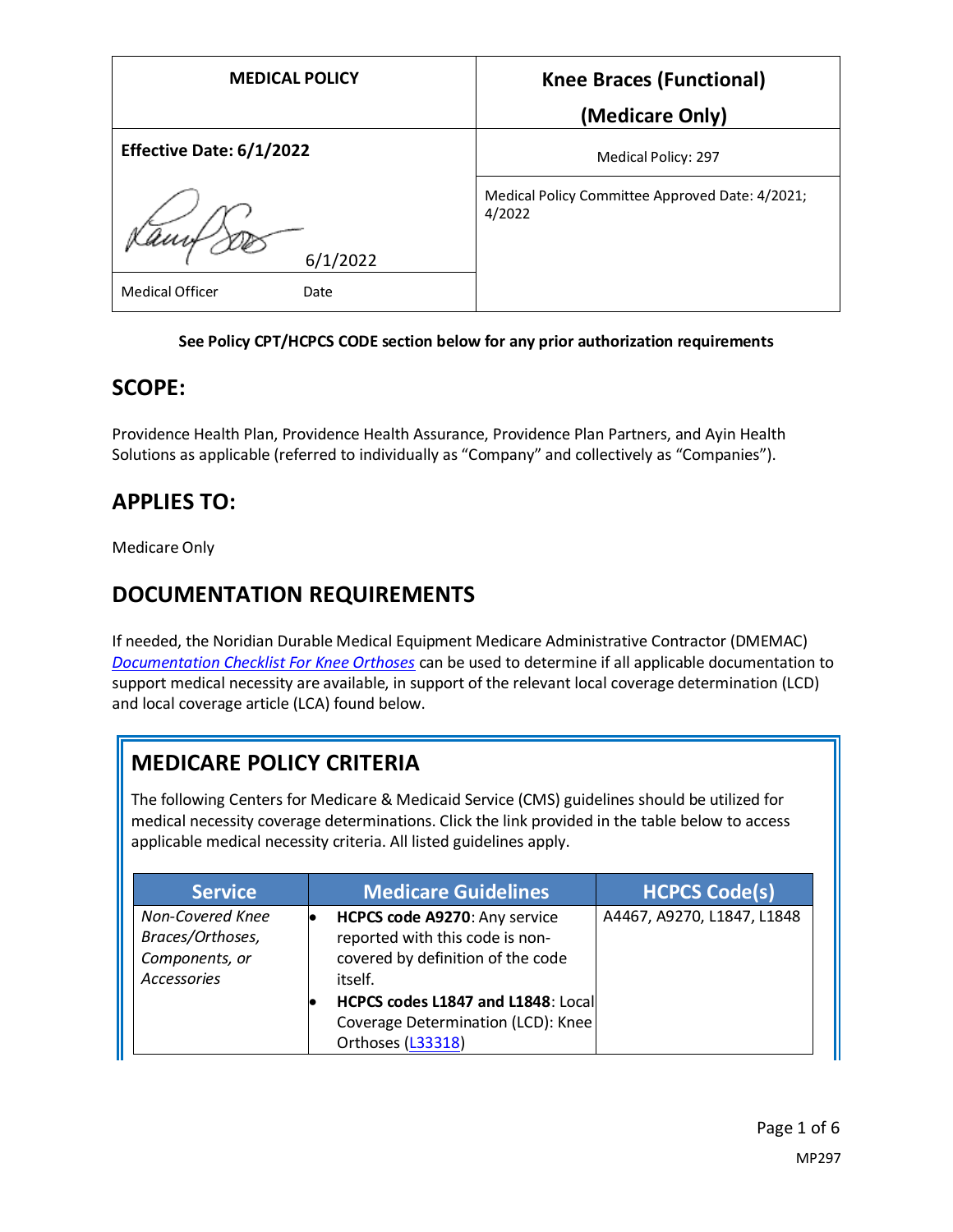| MEDICAL POLICY | Knee Braces (Functional) (Medicare Only) |
|---|---|
| **Effective Date: 6/1/2022** | Medical Policy: 297 |
| 6/1/2022 | Medical Policy Committee Approved Date: 4/2021; 4/2022 |
| Medical Officer Date | |

**See Policy CPT/HCPCS CODE section below for any prior authorization requirements**

## SCOPE:

Providence Health Plan, Providence Health Assurance, Providence Plan Partners, and Ayin Health Solutions as applicable (referred to individually as "Company" and collectively as "Companies").

## APPLIES TO:

Medicare Only

## DOCUMENTATION REQUIREMENTS

If needed, the Noridian Durable Medical Equipment Medicare Administrative Contractor (DMEMAC) *Documentation Checklist For Knee Orthoses* can be used to determine if all applicable documentation to support medical necessity are available, in support of the relevant local coverage determination (LCD) and local coverage article (LCA) found below.

## MEDICARE POLICY CRITERIA

The following Centers for Medicare & Medicaid Service (CMS) guidelines should be utilized for medical necessity coverage determinations. Click the link provided in the table below to access applicable medical necessity criteria. All listed guidelines apply.

| Service | Medicare Guidelines | HCPCS Code(s) |
|---|---|---|
| *Non-Covered Knee Braces/Orthoses, Components, or Accessories* | • **HCPCS code A9270**: Any service reported with this code is non-covered by definition of the code itself.<br>• **HCPCS codes L1847 and L1848**: Local Coverage Determination (LCD): Knee Orthoses (L33318) | A4467, A9270, L1847, L1848 |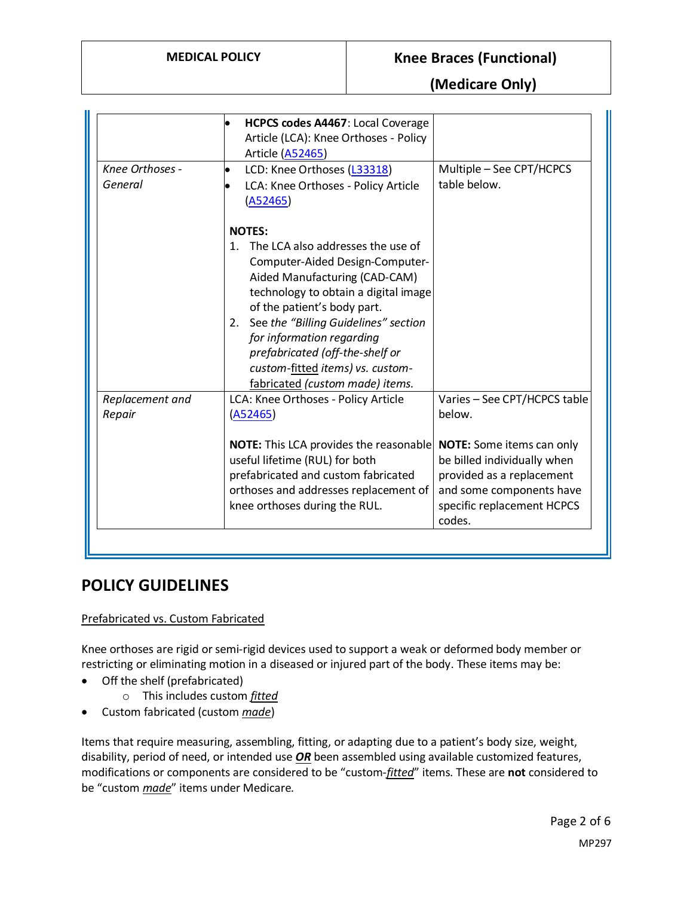| | | |
|---|---|---|
| | • **HCPCS codes A4467**: Local Coverage Article (LCA): Knee Orthoses - Policy Article (A52465) | |
| *Knee Orthoses - General* | • LCD: Knee Orthoses (L33318)<br>• LCA: Knee Orthoses - Policy Article (A52465)<br><br>**NOTES:**<br>1. The LCA also addresses the use of Computer-Aided Design-Computer-Aided Manufacturing (CAD-CAM) technology to obtain a digital image of the patient's body part.<br>2. See *the "Billing Guidelines" section for information regarding prefabricated (off-the-shelf or custom-*<u>fitted</u> *items) vs. custom-*<u>fabricated</u> *(custom made) items.* | Multiple – See CPT/HCPCS table below. |
| *Replacement and Repair* | LCA: Knee Orthoses - Policy Article (A52465)<br><br>**NOTE:** This LCA provides the reasonable useful lifetime (RUL) for both prefabricated and custom fabricated orthoses and addresses replacement of knee orthoses during the RUL. | Varies – See CPT/HCPCS table below.<br><br>**NOTE:** Some items can only be billed individually when provided as a replacement and some components have specific replacement HCPCS codes. |

## POLICY GUIDELINES

<u>Prefabricated vs. Custom Fabricated</u>

Knee orthoses are rigid or semi-rigid devices used to support a weak or deformed body member or restricting or eliminating motion in a diseased or injured part of the body. These items may be:

- Off the shelf (prefabricated)
  - This includes custom <u>*fitted*</u>
- Custom fabricated (custom <u>*made*</u>)

Items that require measuring, assembling, fitting, or adapting due to a patient's body size, weight, disability, period of need, or intended use <u>***OR***</u> been assembled using available customized features, modifications or components are considered to be "custom-<u>*fitted*</u>" items. These are **not** considered to be "custom <u>*made*</u>" items under Medicare.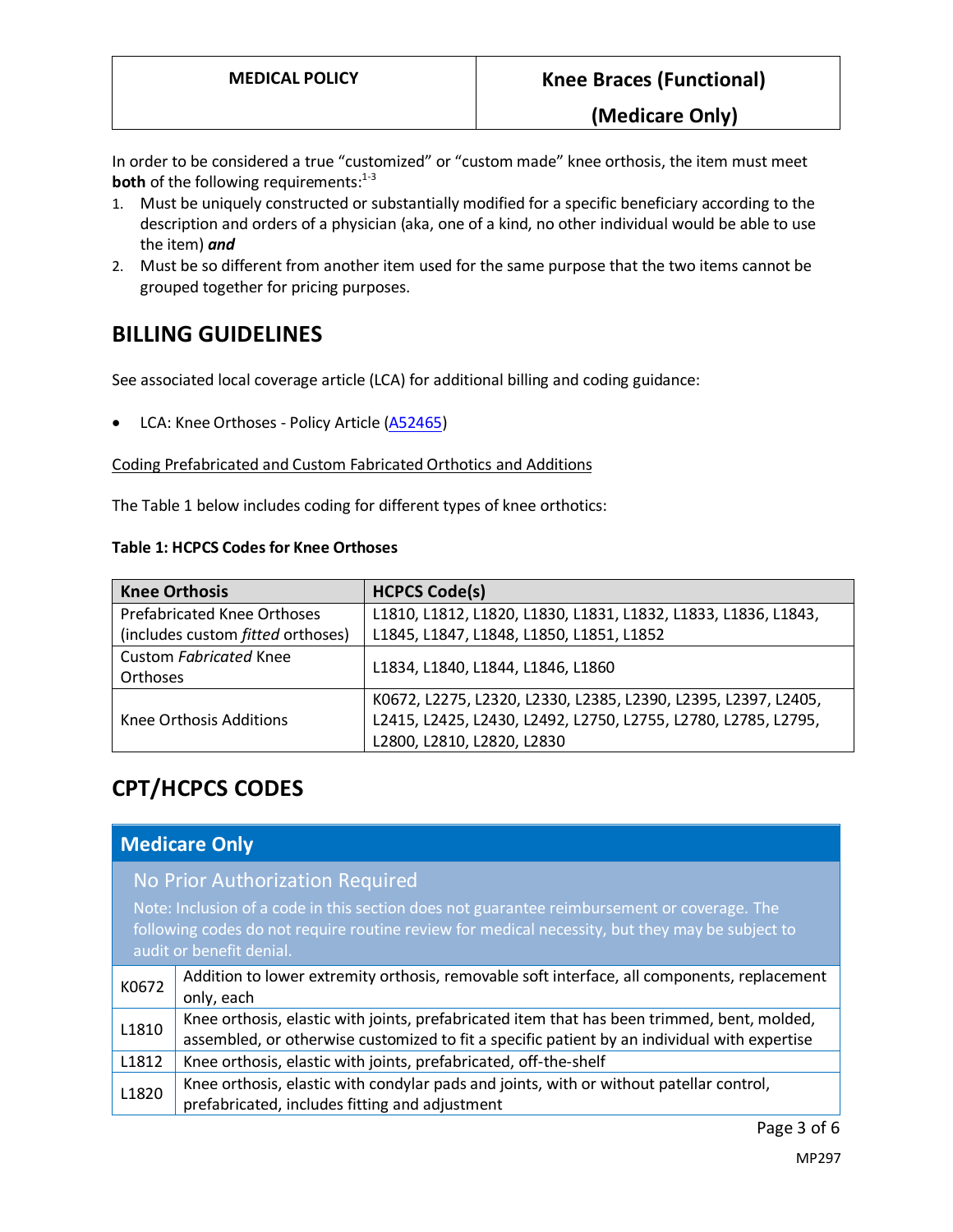In order to be considered a true "customized" or "custom made" knee orthosis, the item must meet **both** of the following requirements:[1-3]

1. Must be uniquely constructed or substantially modified for a specific beneficiary according to the description and orders of a physician (aka, one of a kind, no other individual would be able to use the item) ***and***
2. Must be so different from another item used for the same purpose that the two items cannot be grouped together for pricing purposes.

## BILLING GUIDELINES

See associated local coverage article (LCA) for additional billing and coding guidance:

- LCA: Knee Orthoses - Policy Article (A52465)

Coding Prefabricated and Custom Fabricated Orthotics and Additions

The Table 1 below includes coding for different types of knee orthotics:

**Table 1: HCPCS Codes for Knee Orthoses**

| Knee Orthosis | HCPCS Code(s) |
|---|---|
| Prefabricated Knee Orthoses (includes custom *fitted* orthoses) | L1810, L1812, L1820, L1830, L1831, L1832, L1833, L1836, L1843, L1845, L1847, L1848, L1850, L1851, L1852 |
| Custom *Fabricated* Knee Orthoses | L1834, L1840, L1844, L1846, L1860 |
| Knee Orthosis Additions | K0672, L2275, L2320, L2330, L2385, L2390, L2395, L2397, L2405, L2415, L2425, L2430, L2492, L2750, L2755, L2780, L2785, L2795, L2800, L2810, L2820, L2830 |

## CPT/HCPCS CODES

| Medicare Only | |
|---|---|
| **No Prior Authorization Required**<br>Note: Inclusion of a code in this section does not guarantee reimbursement or coverage. The following codes do not require routine review for medical necessity, but they may be subject to audit or benefit denial. | |
| K0672 | Addition to lower extremity orthosis, removable soft interface, all components, replacement only, each |
| L1810 | Knee orthosis, elastic with joints, prefabricated item that has been trimmed, bent, molded, assembled, or otherwise customized to fit a specific patient by an individual with expertise |
| L1812 | Knee orthosis, elastic with joints, prefabricated, off-the-shelf |
| L1820 | Knee orthosis, elastic with condylar pads and joints, with or without patellar control, prefabricated, includes fitting and adjustment |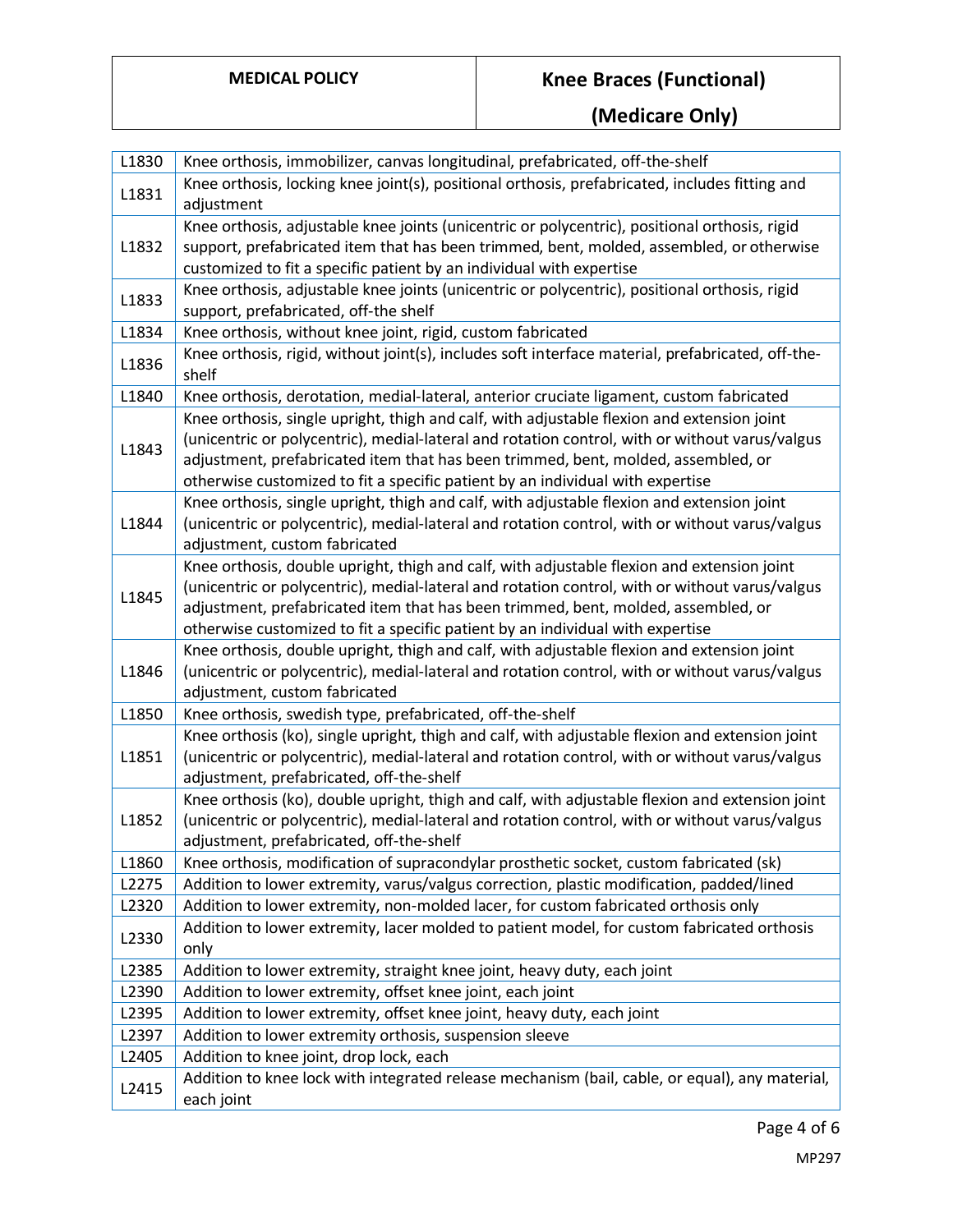| L1830 | Knee orthosis, immobilizer, canvas longitudinal, prefabricated, off-the-shelf |
|---|---|
| L1831 | Knee orthosis, locking knee joint(s), positional orthosis, prefabricated, includes fitting and adjustment |
| L1832 | Knee orthosis, adjustable knee joints (unicentric or polycentric), positional orthosis, rigid support, prefabricated item that has been trimmed, bent, molded, assembled, or otherwise customized to fit a specific patient by an individual with expertise |
| L1833 | Knee orthosis, adjustable knee joints (unicentric or polycentric), positional orthosis, rigid support, prefabricated, off-the shelf |
| L1834 | Knee orthosis, without knee joint, rigid, custom fabricated |
| L1836 | Knee orthosis, rigid, without joint(s), includes soft interface material, prefabricated, off-the-shelf |
| L1840 | Knee orthosis, derotation, medial-lateral, anterior cruciate ligament, custom fabricated |
| L1843 | Knee orthosis, single upright, thigh and calf, with adjustable flexion and extension joint (unicentric or polycentric), medial-lateral and rotation control, with or without varus/valgus adjustment, prefabricated item that has been trimmed, bent, molded, assembled, or otherwise customized to fit a specific patient by an individual with expertise |
| L1844 | Knee orthosis, single upright, thigh and calf, with adjustable flexion and extension joint (unicentric or polycentric), medial-lateral and rotation control, with or without varus/valgus adjustment, custom fabricated |
| L1845 | Knee orthosis, double upright, thigh and calf, with adjustable flexion and extension joint (unicentric or polycentric), medial-lateral and rotation control, with or without varus/valgus adjustment, prefabricated item that has been trimmed, bent, molded, assembled, or otherwise customized to fit a specific patient by an individual with expertise |
| L1846 | Knee orthosis, double upright, thigh and calf, with adjustable flexion and extension joint (unicentric or polycentric), medial-lateral and rotation control, with or without varus/valgus adjustment, custom fabricated |
| L1850 | Knee orthosis, swedish type, prefabricated, off-the-shelf |
| L1851 | Knee orthosis (ko), single upright, thigh and calf, with adjustable flexion and extension joint (unicentric or polycentric), medial-lateral and rotation control, with or without varus/valgus adjustment, prefabricated, off-the-shelf |
| L1852 | Knee orthosis (ko), double upright, thigh and calf, with adjustable flexion and extension joint (unicentric or polycentric), medial-lateral and rotation control, with or without varus/valgus adjustment, prefabricated, off-the-shelf |
| L1860 | Knee orthosis, modification of supracondylar prosthetic socket, custom fabricated (sk) |
| L2275 | Addition to lower extremity, varus/valgus correction, plastic modification, padded/lined |
| L2320 | Addition to lower extremity, non-molded lacer, for custom fabricated orthosis only |
| L2330 | Addition to lower extremity, lacer molded to patient model, for custom fabricated orthosis only |
| L2385 | Addition to lower extremity, straight knee joint, heavy duty, each joint |
| L2390 | Addition to lower extremity, offset knee joint, each joint |
| L2395 | Addition to lower extremity, offset knee joint, heavy duty, each joint |
| L2397 | Addition to lower extremity orthosis, suspension sleeve |
| L2405 | Addition to knee joint, drop lock, each |
| L2415 | Addition to knee lock with integrated release mechanism (bail, cable, or equal), any material, each joint |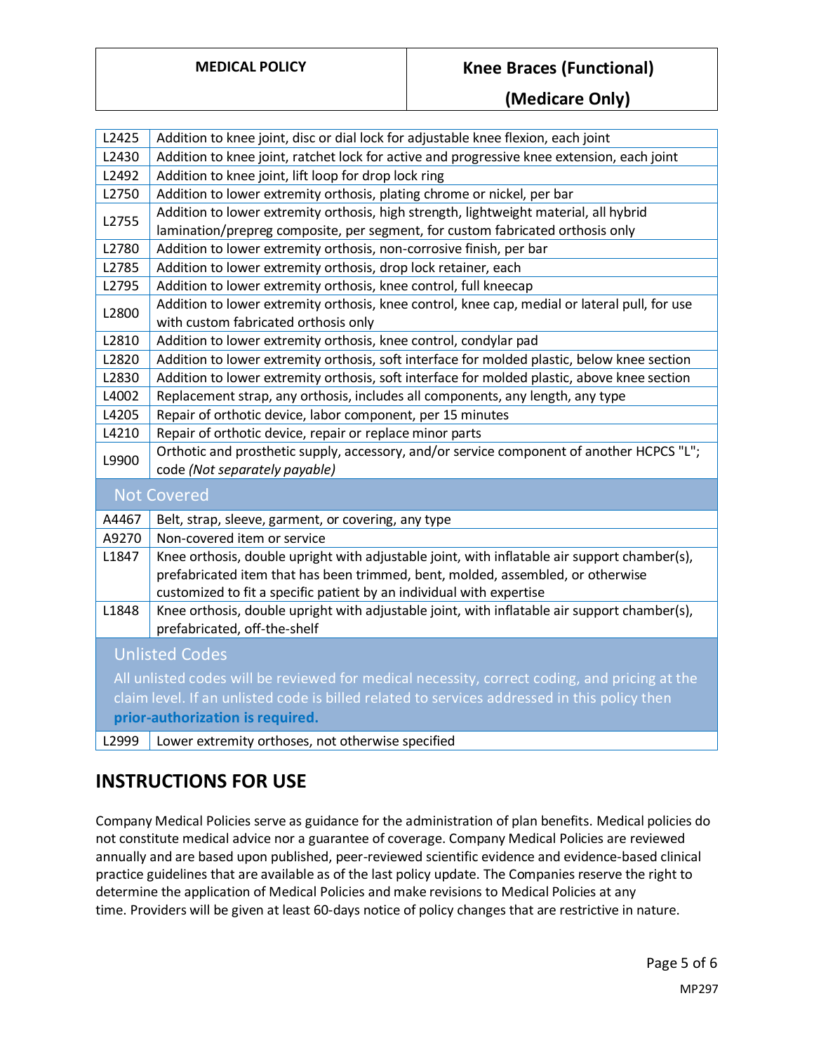| | |
|---|---|
| L2425 | Addition to knee joint, disc or dial lock for adjustable knee flexion, each joint |
| L2430 | Addition to knee joint, ratchet lock for active and progressive knee extension, each joint |
| L2492 | Addition to knee joint, lift loop for drop lock ring |
| L2750 | Addition to lower extremity orthosis, plating chrome or nickel, per bar |
| L2755 | Addition to lower extremity orthosis, high strength, lightweight material, all hybrid lamination/prepreg composite, per segment, for custom fabricated orthosis only |
| L2780 | Addition to lower extremity orthosis, non-corrosive finish, per bar |
| L2785 | Addition to lower extremity orthosis, drop lock retainer, each |
| L2795 | Addition to lower extremity orthosis, knee control, full kneecap |
| L2800 | Addition to lower extremity orthosis, knee control, knee cap, medial or lateral pull, for use with custom fabricated orthosis only |
| L2810 | Addition to lower extremity orthosis, knee control, condylar pad |
| L2820 | Addition to lower extremity orthosis, soft interface for molded plastic, below knee section |
| L2830 | Addition to lower extremity orthosis, soft interface for molded plastic, above knee section |
| L4002 | Replacement strap, any orthosis, includes all components, any length, any type |
| L4205 | Repair of orthotic device, labor component, per 15 minutes |
| L4210 | Repair of orthotic device, repair or replace minor parts |
| L9900 | Orthotic and prosthetic supply, accessory, and/or service component of another HCPCS "L"; code *(Not separately payable)* |
| **Not Covered** | |
| A4467 | Belt, strap, sleeve, garment, or covering, any type |
| A9270 | Non-covered item or service |
| L1847 | Knee orthosis, double upright with adjustable joint, with inflatable air support chamber(s), prefabricated item that has been trimmed, bent, molded, assembled, or otherwise customized to fit a specific patient by an individual with expertise |
| L1848 | Knee orthosis, double upright with adjustable joint, with inflatable air support chamber(s), prefabricated, off-the-shelf |
| **Unlisted Codes** All unlisted codes will be reviewed for medical necessity, correct coding, and pricing at the claim level. If an unlisted code is billed related to services addressed in this policy then **prior-authorization is required.** | |
| L2999 | Lower extremity orthoses, not otherwise specified |

## INSTRUCTIONS FOR USE

Company Medical Policies serve as guidance for the administration of plan benefits. Medical policies do not constitute medical advice nor a guarantee of coverage. Company Medical Policies are reviewed annually and are based upon published, peer-reviewed scientific evidence and evidence-based clinical practice guidelines that are available as of the last policy update. The Companies reserve the right to determine the application of Medical Policies and make revisions to Medical Policies at any time. Providers will be given at least 60-days notice of policy changes that are restrictive in nature.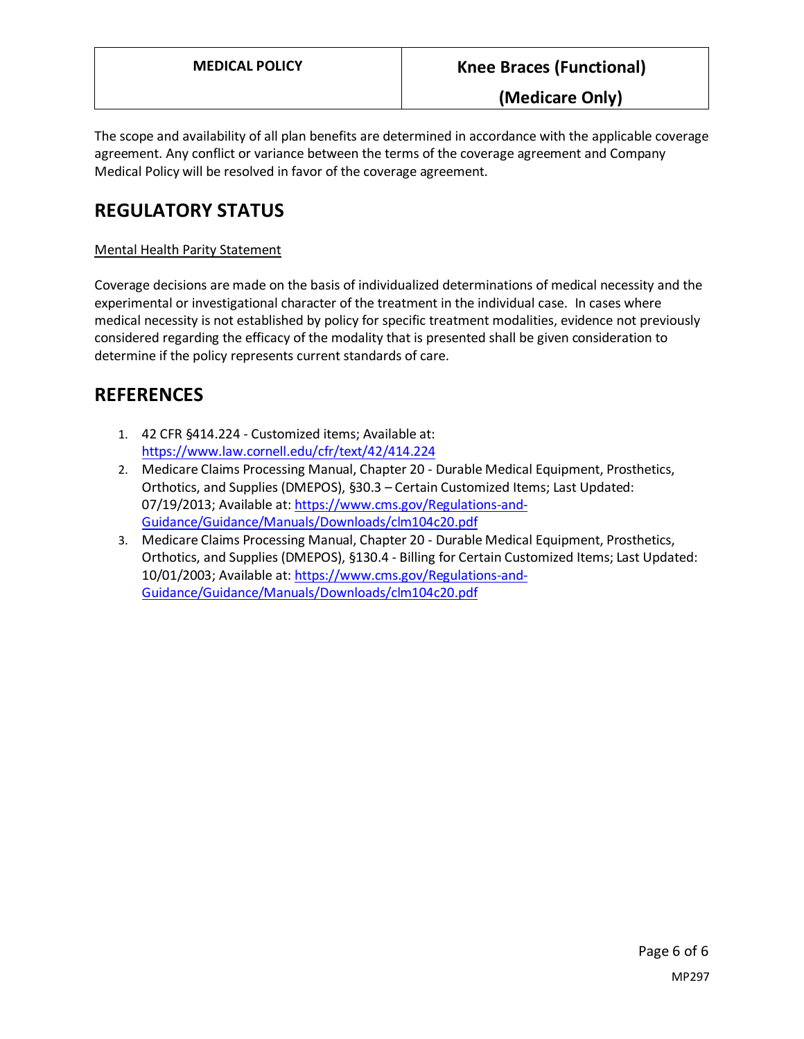The scope and availability of all plan benefits are determined in accordance with the applicable coverage agreement. Any conflict or variance between the terms of the coverage agreement and Company Medical Policy will be resolved in favor of the coverage agreement.

## REGULATORY STATUS

Mental Health Parity Statement

Coverage decisions are made on the basis of individualized determinations of medical necessity and the experimental or investigational character of the treatment in the individual case. In cases where medical necessity is not established by policy for specific treatment modalities, evidence not previously considered regarding the efficacy of the modality that is presented shall be given consideration to determine if the policy represents current standards of care.

## REFERENCES

1. 42 CFR §414.224 - Customized items; Available at: https://www.law.cornell.edu/cfr/text/42/414.224
2. Medicare Claims Processing Manual, Chapter 20 - Durable Medical Equipment, Prosthetics, Orthotics, and Supplies (DMEPOS), §30.3 – Certain Customized Items; Last Updated: 07/19/2013; Available at: https://www.cms.gov/Regulations-and-Guidance/Guidance/Manuals/Downloads/clm104c20.pdf
3. Medicare Claims Processing Manual, Chapter 20 - Durable Medical Equipment, Prosthetics, Orthotics, and Supplies (DMEPOS), §130.4 - Billing for Certain Customized Items; Last Updated: 10/01/2003; Available at: https://www.cms.gov/Regulations-and-Guidance/Guidance/Manuals/Downloads/clm104c20.pdf